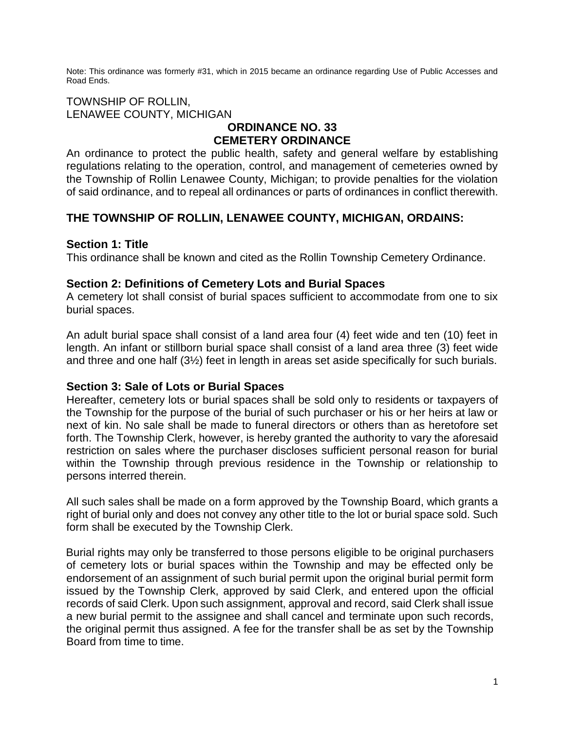Note: This ordinance was formerly #31, which in 2015 became an ordinance regarding Use of Public Accesses and Road Ends.

TOWNSHIP OF ROLLIN,
LENAWEE COUNTY, MICHIGAN

# ORDINANCE NO. 33
# CEMETERY ORDINANCE

An ordinance to protect the public health, safety and general welfare by establishing regulations relating to the operation, control, and management of cemeteries owned by the Township of Rollin Lenawee County, Michigan; to provide penalties for the violation of said ordinance, and to repeal all ordinances or parts of ordinances in conflict therewith.

## THE TOWNSHIP OF ROLLIN, LENAWEE COUNTY, MICHIGAN, ORDAINS:

### Section 1: Title

This ordinance shall be known and cited as the Rollin Township Cemetery Ordinance.

### Section 2: Definitions of Cemetery Lots and Burial Spaces

A cemetery lot shall consist of burial spaces sufficient to accommodate from one to six burial spaces.

An adult burial space shall consist of a land area four (4) feet wide and ten (10) feet in length. An infant or stillborn burial space shall consist of a land area three (3) feet wide and three and one half (3½) feet in length in areas set aside specifically for such burials.

### Section 3: Sale of Lots or Burial Spaces

Hereafter, cemetery lots or burial spaces shall be sold only to residents or taxpayers of the Township for the purpose of the burial of such purchaser or his or her heirs at law or next of kin. No sale shall be made to funeral directors or others than as heretofore set forth. The Township Clerk, however, is hereby granted the authority to vary the aforesaid restriction on sales where the purchaser discloses sufficient personal reason for burial within the Township through previous residence in the Township or relationship to persons interred therein.

All such sales shall be made on a form approved by the Township Board, which grants a right of burial only and does not convey any other title to the lot or burial space sold. Such form shall be executed by the Township Clerk.

Burial rights may only be transferred to those persons eligible to be original purchasers of cemetery lots or burial spaces within the Township and may be effected only be endorsement of an assignment of such burial permit upon the original burial permit form issued by the Township Clerk, approved by said Clerk, and entered upon the official records of said Clerk. Upon such assignment, approval and record, said Clerk shall issue a new burial permit to the assignee and shall cancel and terminate upon such records, the original permit thus assigned. A fee for the transfer shall be as set by the Township Board from time to time.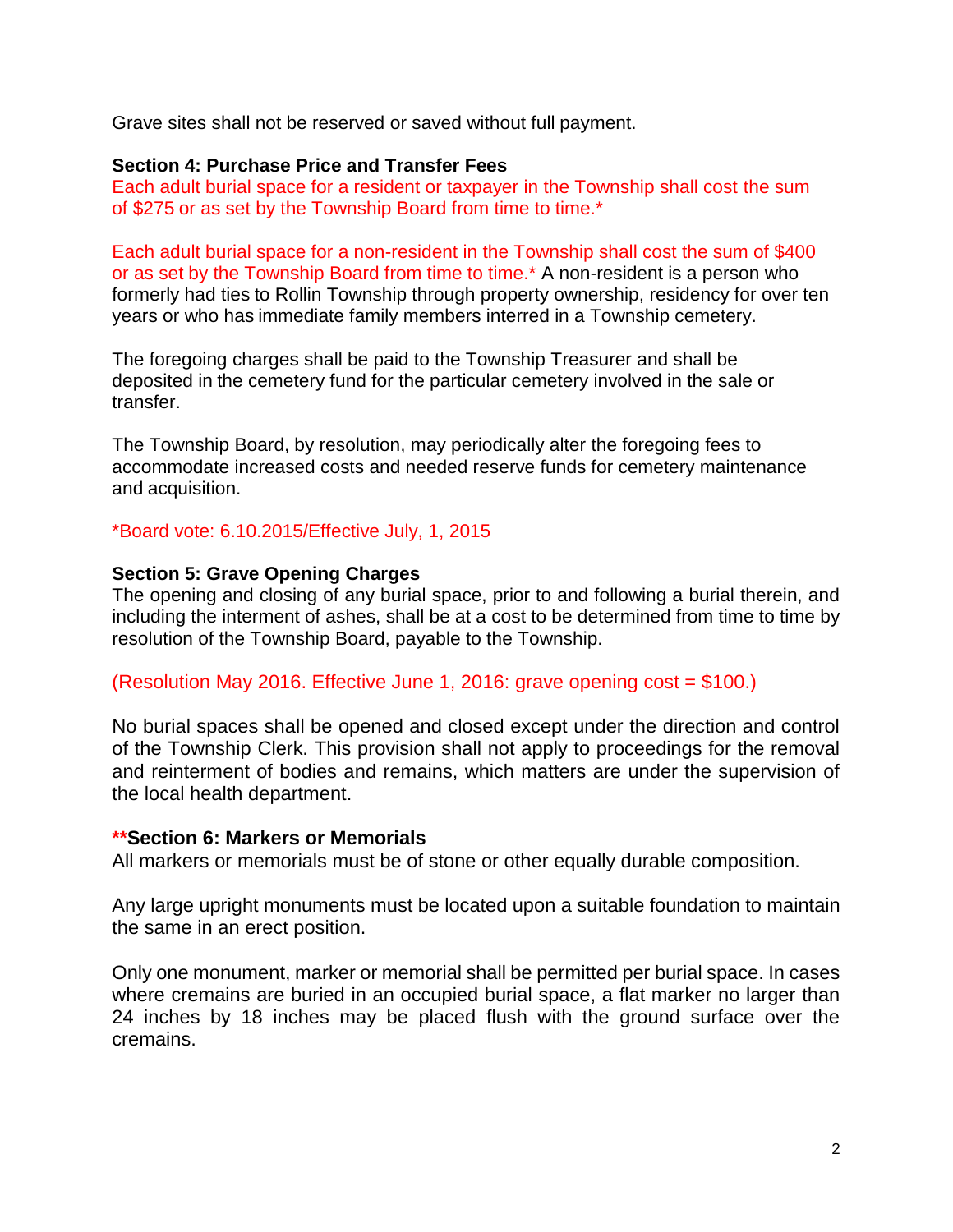Grave sites shall not be reserved or saved without full payment.

**Section 4: Purchase Price and Transfer Fees**

Each adult burial space for a resident or taxpayer in the Township shall cost the sum of $275 or as set by the Township Board from time to time.*

Each adult burial space for a non-resident in the Township shall cost the sum of $400 or as set by the Township Board from time to time.* A non-resident is a person who formerly had ties to Rollin Township through property ownership, residency for over ten years or who has immediate family members interred in a Township cemetery.

The foregoing charges shall be paid to the Township Treasurer and shall be deposited in the cemetery fund for the particular cemetery involved in the sale or transfer.

The Township Board, by resolution, may periodically alter the foregoing fees to accommodate increased costs and needed reserve funds for cemetery maintenance and acquisition.

*Board vote: 6.10.2015/Effective July, 1, 2015

**Section 5: Grave Opening Charges**

The opening and closing of any burial space, prior to and following a burial therein, and including the interment of ashes, shall be at a cost to be determined from time to time by resolution of the Township Board, payable to the Township.

(Resolution May 2016. Effective June 1, 2016: grave opening cost = $100.)

No burial spaces shall be opened and closed except under the direction and control of the Township Clerk. This provision shall not apply to proceedings for the removal and reinterment of bodies and remains, which matters are under the supervision of the local health department.

****Section 6: Markers or Memorials**

All markers or memorials must be of stone or other equally durable composition.

Any large upright monuments must be located upon a suitable foundation to maintain the same in an erect position.

Only one monument, marker or memorial shall be permitted per burial space. In cases where cremains are buried in an occupied burial space, a flat marker no larger than 24 inches by 18 inches may be placed flush with the ground surface over the cremains.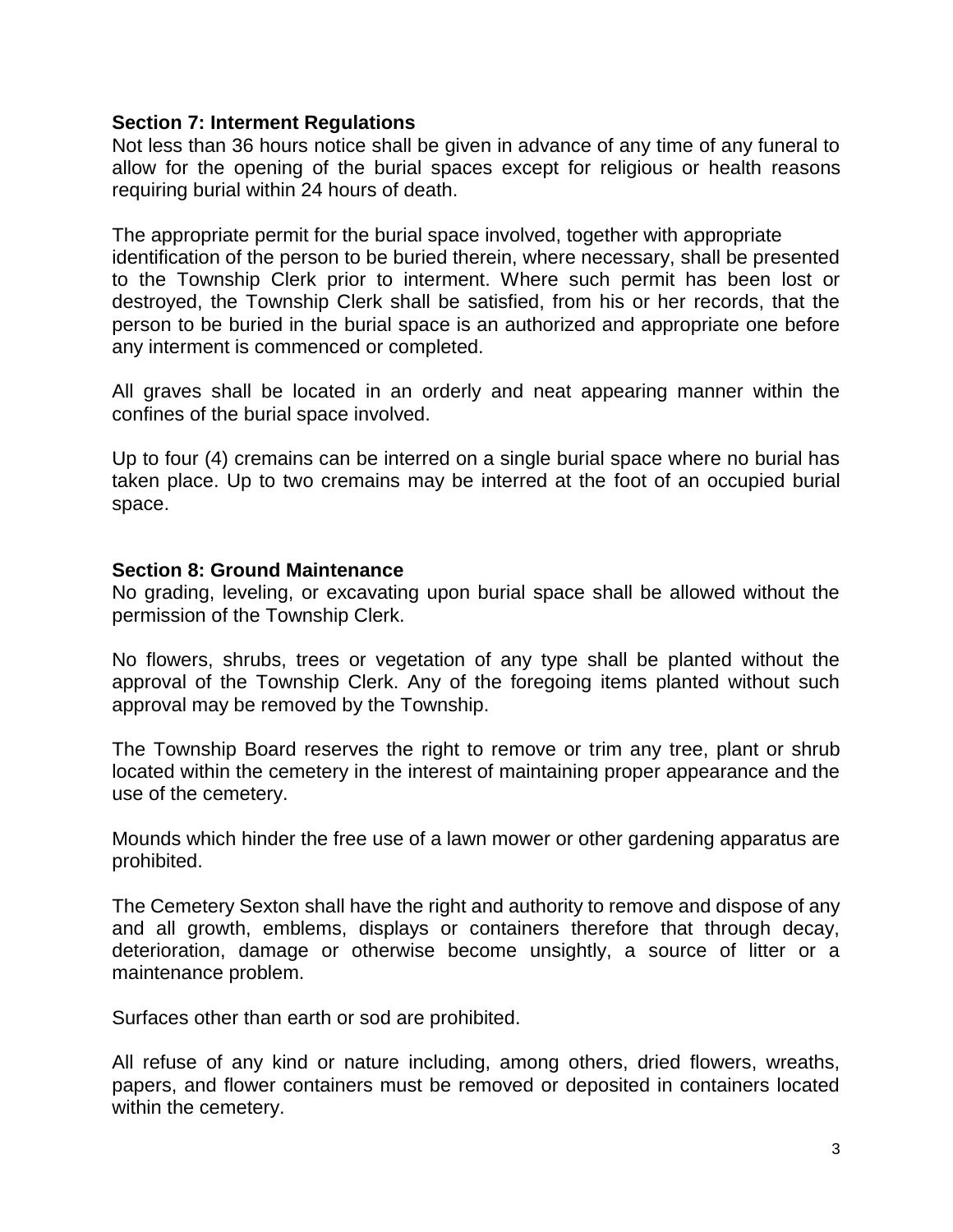**Section 7: Interment Regulations**

Not less than 36 hours notice shall be given in advance of any time of any funeral to allow for the opening of the burial spaces except for religious or health reasons requiring burial within 24 hours of death.

The appropriate permit for the burial space involved, together with appropriate identification of the person to be buried therein, where necessary, shall be presented to the Township Clerk prior to interment. Where such permit has been lost or destroyed, the Township Clerk shall be satisfied, from his or her records, that the person to be buried in the burial space is an authorized and appropriate one before any interment is commenced or completed.

All graves shall be located in an orderly and neat appearing manner within the confines of the burial space involved.

Up to four (4) cremains can be interred on a single burial space where no burial has taken place. Up to two cremains may be interred at the foot of an occupied burial space.

**Section 8: Ground Maintenance**

No grading, leveling, or excavating upon burial space shall be allowed without the permission of the Township Clerk.

No flowers, shrubs, trees or vegetation of any type shall be planted without the approval of the Township Clerk. Any of the foregoing items planted without such approval may be removed by the Township.

The Township Board reserves the right to remove or trim any tree, plant or shrub located within the cemetery in the interest of maintaining proper appearance and the use of the cemetery.

Mounds which hinder the free use of a lawn mower or other gardening apparatus are prohibited.

The Cemetery Sexton shall have the right and authority to remove and dispose of any and all growth, emblems, displays or containers therefore that through decay, deterioration, damage or otherwise become unsightly, a source of litter or a maintenance problem.

Surfaces other than earth or sod are prohibited.

All refuse of any kind or nature including, among others, dried flowers, wreaths, papers, and flower containers must be removed or deposited in containers located within the cemetery.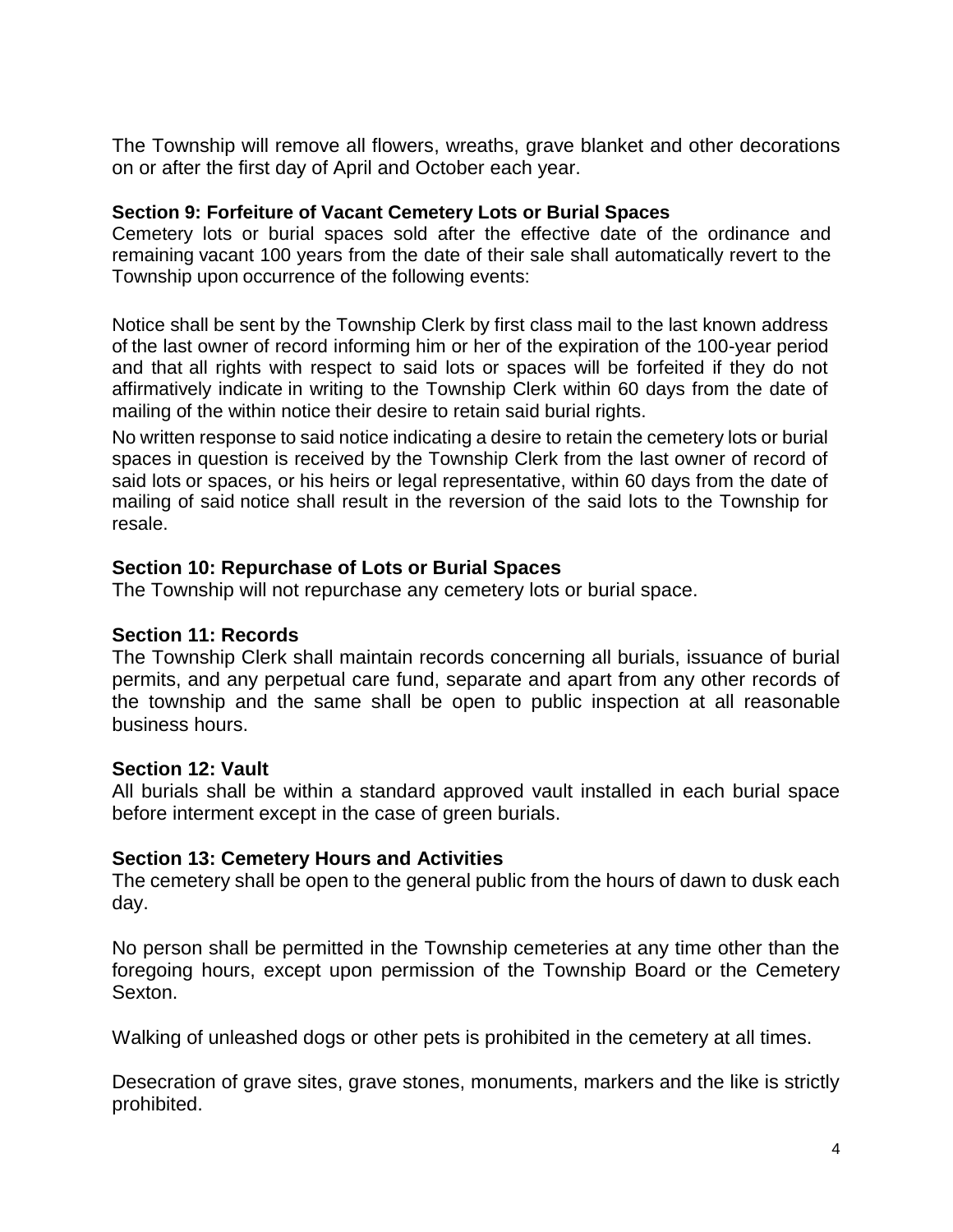The Township will remove all flowers, wreaths, grave blanket and other decorations on or after the first day of April and October each year.

**Section 9: Forfeiture of Vacant Cemetery Lots or Burial Spaces**

Cemetery lots or burial spaces sold after the effective date of the ordinance and remaining vacant 100 years from the date of their sale shall automatically revert to the Township upon occurrence of the following events:

Notice shall be sent by the Township Clerk by first class mail to the last known address of the last owner of record informing him or her of the expiration of the 100-year period and that all rights with respect to said lots or spaces will be forfeited if they do not affirmatively indicate in writing to the Township Clerk within 60 days from the date of mailing of the within notice their desire to retain said burial rights.

No written response to said notice indicating a desire to retain the cemetery lots or burial spaces in question is received by the Township Clerk from the last owner of record of said lots or spaces, or his heirs or legal representative, within 60 days from the date of mailing of said notice shall result in the reversion of the said lots to the Township for resale.

**Section 10: Repurchase of Lots or Burial Spaces**

The Township will not repurchase any cemetery lots or burial space.

**Section 11: Records**

The Township Clerk shall maintain records concerning all burials, issuance of burial permits, and any perpetual care fund, separate and apart from any other records of the township and the same shall be open to public inspection at all reasonable business hours.

**Section 12: Vault**

All burials shall be within a standard approved vault installed in each burial space before interment except in the case of green burials.

**Section 13: Cemetery Hours and Activities**

The cemetery shall be open to the general public from the hours of dawn to dusk each day.

No person shall be permitted in the Township cemeteries at any time other than the foregoing hours, except upon permission of the Township Board or the Cemetery Sexton.

Walking of unleashed dogs or other pets is prohibited in the cemetery at all times.

Desecration of grave sites, grave stones, monuments, markers and the like is strictly prohibited.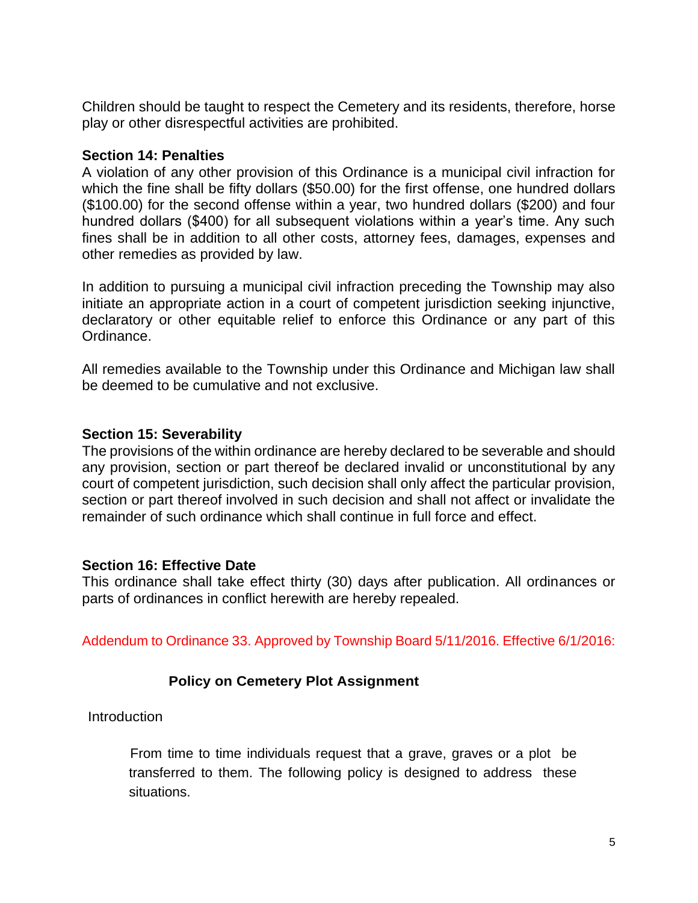Children should be taught to respect the Cemetery and its residents, therefore, horse play or other disrespectful activities are prohibited.

**Section 14: Penalties**

A violation of any other provision of this Ordinance is a municipal civil infraction for which the fine shall be fifty dollars ($50.00) for the first offense, one hundred dollars ($100.00) for the second offense within a year, two hundred dollars ($200) and four hundred dollars ($400) for all subsequent violations within a year's time. Any such fines shall be in addition to all other costs, attorney fees, damages, expenses and other remedies as provided by law.

In addition to pursuing a municipal civil infraction preceding the Township may also initiate an appropriate action in a court of competent jurisdiction seeking injunctive, declaratory or other equitable relief to enforce this Ordinance or any part of this Ordinance.

All remedies available to the Township under this Ordinance and Michigan law shall be deemed to be cumulative and not exclusive.

**Section 15: Severability**

The provisions of the within ordinance are hereby declared to be severable and should any provision, section or part thereof be declared invalid or unconstitutional by any court of competent jurisdiction, such decision shall only affect the particular provision, section or part thereof involved in such decision and shall not affect or invalidate the remainder of such ordinance which shall continue in full force and effect.

**Section 16: Effective Date**

This ordinance shall take effect thirty (30) days after publication. All ordinances or parts of ordinances in conflict herewith are hereby repealed.

Addendum to Ordinance 33. Approved by Township Board 5/11/2016. Effective 6/1/2016:

**Policy on Cemetery Plot Assignment**

Introduction

From time to time individuals request that a grave, graves or a plot be transferred to them. The following policy is designed to address these situations.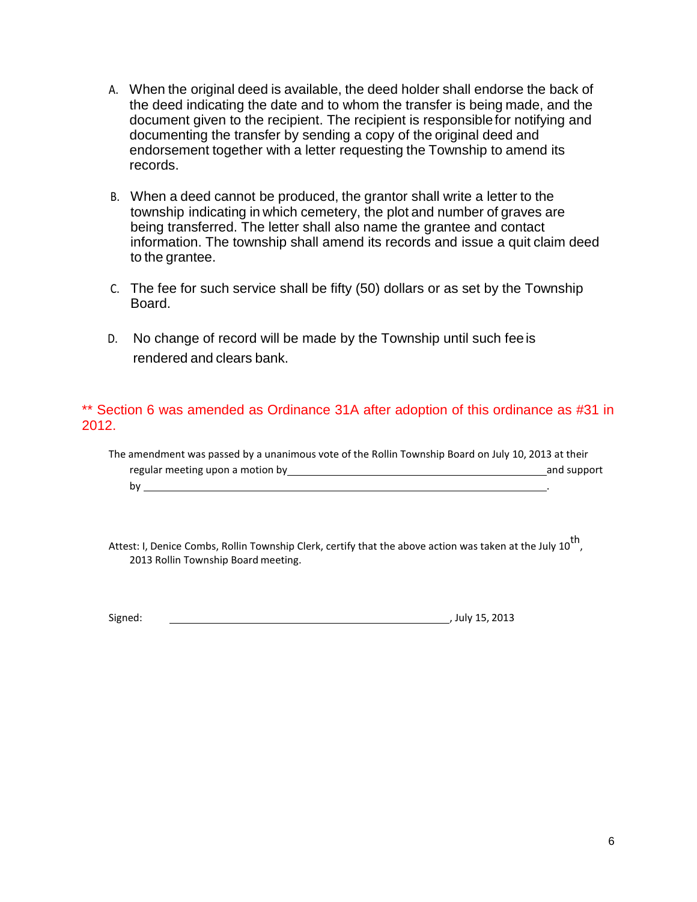A. When the original deed is available, the deed holder shall endorse the back of the deed indicating the date and to whom the transfer is being made, and the document given to the recipient. The recipient is responsible for notifying and documenting the transfer by sending a copy of the original deed and endorsement together with a letter requesting the Township to amend its records.

B. When a deed cannot be produced, the grantor shall write a letter to the township indicating in which cemetery, the plot and number of graves are being transferred. The letter shall also name the grantee and contact information. The township shall amend its records and issue a quit claim deed to the grantee.

C. The fee for such service shall be fifty (50) dollars or as set by the Township Board.

D. No change of record will be made by the Township until such fee is rendered and clears bank.

** Section 6 was amended as Ordinance 31A after adoption of this ordinance as #31 in 2012.

The amendment was passed by a unanimous vote of the Rollin Township Board on July 10, 2013 at their regular meeting upon a motion by \_\_\_\_\_\_\_\_\_\_\_\_\_\_\_\_\_\_\_\_\_\_\_\_\_\_\_\_\_\_\_\_\_\_\_\_\_\_\_\_\_\_\_\_ and support by \_\_\_\_\_\_\_\_\_\_\_\_\_\_\_\_\_\_\_\_\_\_\_\_\_\_\_\_\_\_\_\_\_\_\_\_\_\_\_\_\_\_\_\_\_\_\_\_\_\_\_\_\_\_\_\_\_\_\_\_\_\_\_\_\_\_\_\_.

Attest: I, Denice Combs, Rollin Township Clerk, certify that the above action was taken at the July 10th, 2013 Rollin Township Board meeting.

Signed: \_\_\_\_\_\_\_\_\_\_\_\_\_\_\_\_\_\_\_\_\_\_\_\_\_\_\_\_\_\_\_\_\_\_\_\_\_\_\_\_\_\_\_\_\_\_\_\_, July 15, 2013